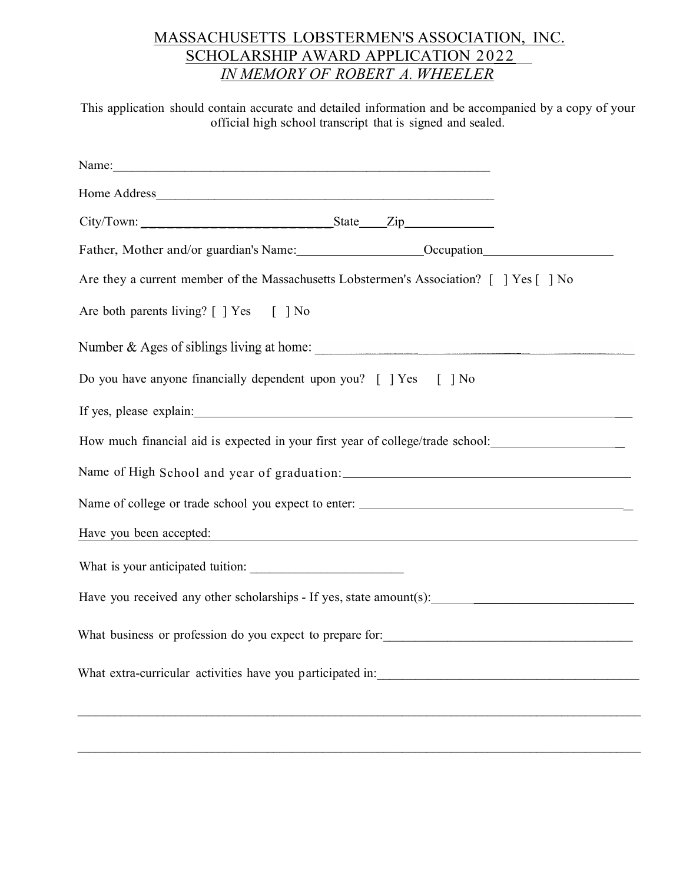# MASSACHUSETTS LOBSTERMEN'S ASSOCIATION, INC.
## SCHOLARSHIP AWARD APPLICATION 2022
### *IN MEMORY OF ROBERT A. WHEELER*

This application should contain accurate and detailed information and be accompanied by a copy of your official high school transcript that is signed and sealed.

Name:___________________________________________________________

Home Address_____________________________________________________

City/Town: ____________________________State____Zip_____________

Father, Mother and/or guardian's Name:___________________Occupation___________________

Are they a current member of the Massachusetts Lobstermen's Association? [ ] Yes [ ] No

Are both parents living? [ ] Yes [ ] No

Number & Ages of siblings living at home: ______________________________________________

Do you have anyone financially dependent upon you? [ ] Yes [ ] No

If yes, please explain:________________________________________________________________

How much financial aid is expected in your first year of college/trade school:____________________

Name of High School and year of graduation:_____________________________________________

Name of college or trade school you expect to enter: ______________________________________

Have you been accepted: ______________________________________________________________

What is your anticipated tuition: _______________________

Have you received any other scholarships - If yes, state amount(s):__________________________

What business or profession do you expect to prepare for:_________________________________

What extra-curricular activities have you participated in:__________________________________

_____________________________________________________________________________________

_____________________________________________________________________________________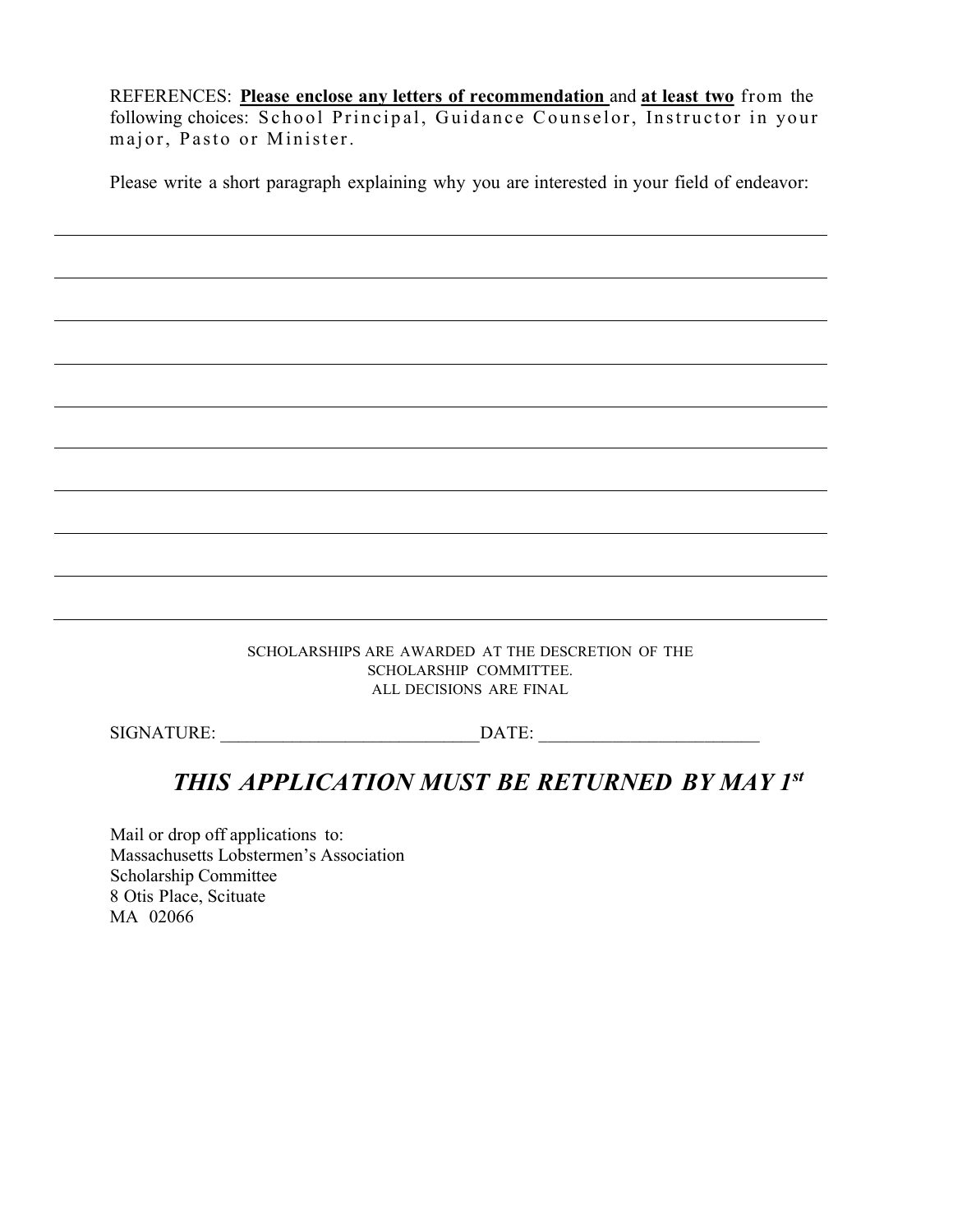REFERENCES: **<u>Please enclose any letters of recommendation</u>** and **<u>at least two</u>** from the following choices: School Principal, Guidance Counselor, Instructor in your major, Pasto or Minister.

Please write a short paragraph explaining why you are interested in your field of endeavor:

______________________________________________________________________________

______________________________________________________________________________

______________________________________________________________________________

______________________________________________________________________________

______________________________________________________________________________

______________________________________________________________________________

______________________________________________________________________________

______________________________________________________________________________

______________________________________________________________________________

______________________________________________________________________________

SCHOLARSHIPS ARE AWARDED AT THE DESCRETION OF THE
SCHOLARSHIP COMMITTEE.
ALL DECISIONS ARE FINAL

SIGNATURE: ____________________________DATE: ________________________

## ***THIS APPLICATION MUST BE RETURNED BY MAY 1st***

Mail or drop off applications to:
Massachusetts Lobstermen's Association
Scholarship Committee
8 Otis Place, Scituate
MA 02066